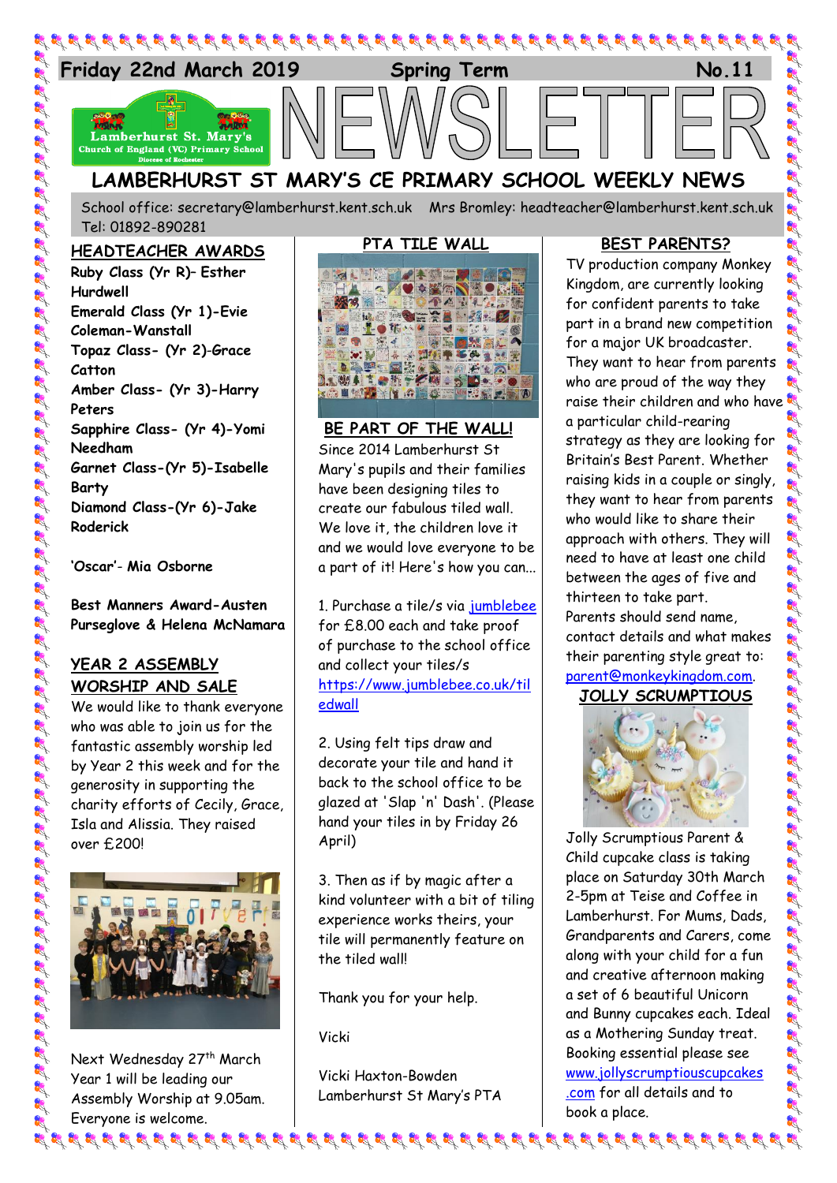Friday 22nd March 2019 Spring Term No.11

Lamberhurst St. Mary's Church of England (VC) Primary School
Diocese of Rochester

# NEWSLETTER

## LAMBERHURST ST MARY'S CE PRIMARY SCHOOL WEEKLY NEWS

School office: secretary@lamberhurst.kent.sch.uk Mrs Bromley: headteacher@lamberhurst.kent.sch.uk
Tel: 01892-890281

### HEADTEACHER AWARDS

**Ruby Class (Yr R)– Esther Hurdwell**
**Emerald Class (Yr 1)-Evie Coleman-Wanstall**
**Topaz Class- (Yr 2)-Grace Catton**
**Amber Class- (Yr 3)-Harry Peters**
**Sapphire Class- (Yr 4)-Yomi Needham**
**Garnet Class-(Yr 5)-Isabelle Barty**
**Diamond Class-(Yr 6)-Jake Roderick**

**'Oscar'- Mia Osborne**

**Best Manners Award-Austen Purseglove & Helena McNamara**

### YEAR 2 ASSEMBLY WORSHIP AND SALE

We would like to thank everyone who was able to join us for the fantastic assembly worship led by Year 2 this week and for the generosity in supporting the charity efforts of Cecily, Grace, Isla and Alissia. They raised over £200!

Next Wednesday 27th March Year 1 will be leading our Assembly Worship at 9.05am. Everyone is welcome.

### PTA TILE WALL

### BE PART OF THE WALL!

Since 2014 Lamberhurst St Mary's pupils and their families have been designing tiles to create our fabulous tiled wall. We love it, the children love it and we would love everyone to be a part of it! Here's how you can...

1. Purchase a tile/s via jumblebee for £8.00 each and take proof of purchase to the school office and collect your tiles/s https://www.jumblebee.co.uk/tiledwall

2. Using felt tips draw and decorate your tile and hand it back to the school office to be glazed at 'Slap 'n' Dash'. (Please hand your tiles in by Friday 26 April)

3. Then as if by magic after a kind volunteer with a bit of tiling experience works theirs, your tile will permanently feature on the tiled wall!

Thank you for your help.

Vicki

Vicki Haxton-Bowden
Lamberhurst St Mary's PTA

### BEST PARENTS?

TV production company Monkey Kingdom, are currently looking for confident parents to take part in a brand new competition for a major UK broadcaster. They want to hear from parents who are proud of the way they raise their children and who have a particular child-rearing strategy as they are looking for Britain's Best Parent. Whether raising kids in a couple or singly, they want to hear from parents who would like to share their approach with others. They will need to have at least one child between the ages of five and thirteen to take part.
Parents should send name, contact details and what makes their parenting style great to: parent@monkeykingdom.com.

### JOLLY SCRUMPTIOUS

Jolly Scrumptious Parent & Child cupcake class is taking place on Saturday 30th March 2-5pm at Teise and Coffee in Lamberhurst. For Mums, Dads, Grandparents and Carers, come along with your child for a fun and creative afternoon making a set of 6 beautiful Unicorn and Bunny cupcakes each. Ideal as a Mothering Sunday treat. Booking essential please see www.jollyscrumptiouscupcakes.com for all details and to book a place.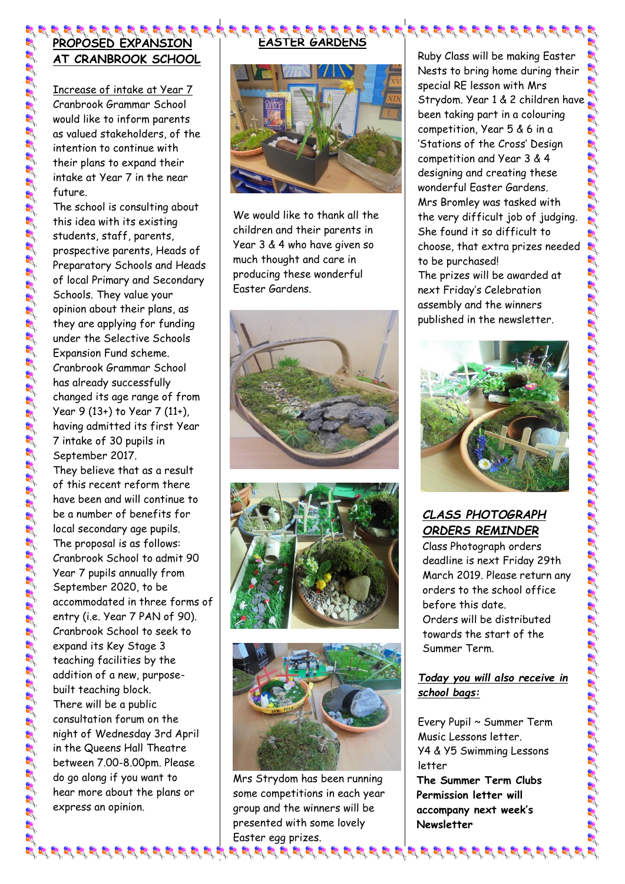## PROPOSED EXPANSION AT CRANBROOK SCHOOL

Increase of intake at Year 7

Cranbrook Grammar School would like to inform parents as valued stakeholders, of the intention to continue with their plans to expand their intake at Year 7 in the near future.

The school is consulting about this idea with its existing students, staff, parents, prospective parents, Heads of Preparatory Schools and Heads of local Primary and Secondary Schools. They value your opinion about their plans, as they are applying for funding under the Selective Schools Expansion Fund scheme.

Cranbrook Grammar School has already successfully changed its age range of from Year 9 (13+) to Year 7 (11+), having admitted its first Year 7 intake of 30 pupils in September 2017.

They believe that as a result of this recent reform there have been and will continue to be a number of benefits for local secondary age pupils.

The proposal is as follows:

Cranbrook School to admit 90 Year 7 pupils annually from September 2020, to be accommodated in three forms of entry (i.e. Year 7 PAN of 90).

Cranbrook School to seek to expand its Key Stage 3 teaching facilities by the addition of a new, purpose-built teaching block.

There will be a public consultation forum on the night of Wednesday 3rd April in the Queens Hall Theatre between 7.00-8.00pm. Please do go along if you want to hear more about the plans or express an opinion.

## EASTER GARDENS

We would like to thank all the children and their parents in Year 3 & 4 who have given so much thought and care in producing these wonderful Easter Gardens.

Mrs Strydom has been running some competitions in each year group and the winners will be presented with some lovely Easter egg prizes.

Ruby Class will be making Easter Nests to bring home during their special RE lesson with Mrs Strydom. Year 1 & 2 children have been taking part in a colouring competition, Year 5 & 6 in a 'Stations of the Cross' Design competition and Year 3 & 4 designing and creating these wonderful Easter Gardens.

Mrs Bromley was tasked with the very difficult job of judging. She found it so difficult to choose, that extra prizes needed to be purchased!

The prizes will be awarded at next Friday's Celebration assembly and the winners published in the newsletter.

## *CLASS PHOTOGRAPH ORDERS REMINDER*

Class Photograph orders deadline is next Friday 29th March 2019. Please return any orders to the school office before this date.

Orders will be distributed towards the start of the Summer Term.

***Today you will also receive in school bags:***

Every Pupil ~ Summer Term Music Lessons letter.

Y4 & Y5 Swimming Lessons letter

**The Summer Term Clubs Permission letter will accompany next week's Newsletter**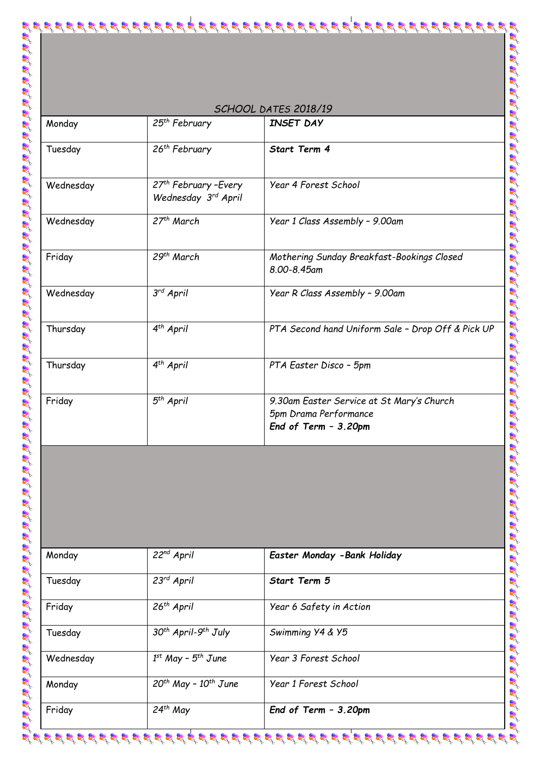*SCHOOL DATES 2018/19*

| | | |
|---|---|---|
| Monday | *25th February* | ***INSET DAY*** |
| Tuesday | *26th February* | ***Start Term 4*** |
| Wednesday | *27th February –Every Wednesday 3rd April* | *Year 4 Forest School* |
| Wednesday | *27th March* | *Year 1 Class Assembly – 9.00am* |
| Friday | *29th March* | *Mothering Sunday Breakfast-Bookings Closed 8.00-8.45am* |
| Wednesday | *3rd April* | *Year R Class Assembly – 9.00am* |
| Thursday | *4th April* | *PTA Second hand Uniform Sale – Drop Off & Pick UP* |
| Thursday | *4th April* | *PTA Easter Disco – 5pm* |
| Friday | *5th April* | *9.30am Easter Service at St Mary's Church*<br>*5pm Drama Performance*<br>***End of Term – 3.20pm*** |

| | | |
|---|---|---|
| Monday | *22nd April* | ***Easter Monday -Bank Holiday*** |
| Tuesday | *23rd April* | ***Start Term 5*** |
| Friday | *26th April* | *Year 6 Safety in Action* |
| Tuesday | *30th April-9th July* | *Swimming Y4 & Y5* |
| Wednesday | *1st May – 5th June* | *Year 3 Forest School* |
| Monday | *20th May – 10th June* | *Year 1 Forest School* |
| Friday | *24th May* | ***End of Term – 3.20pm*** |